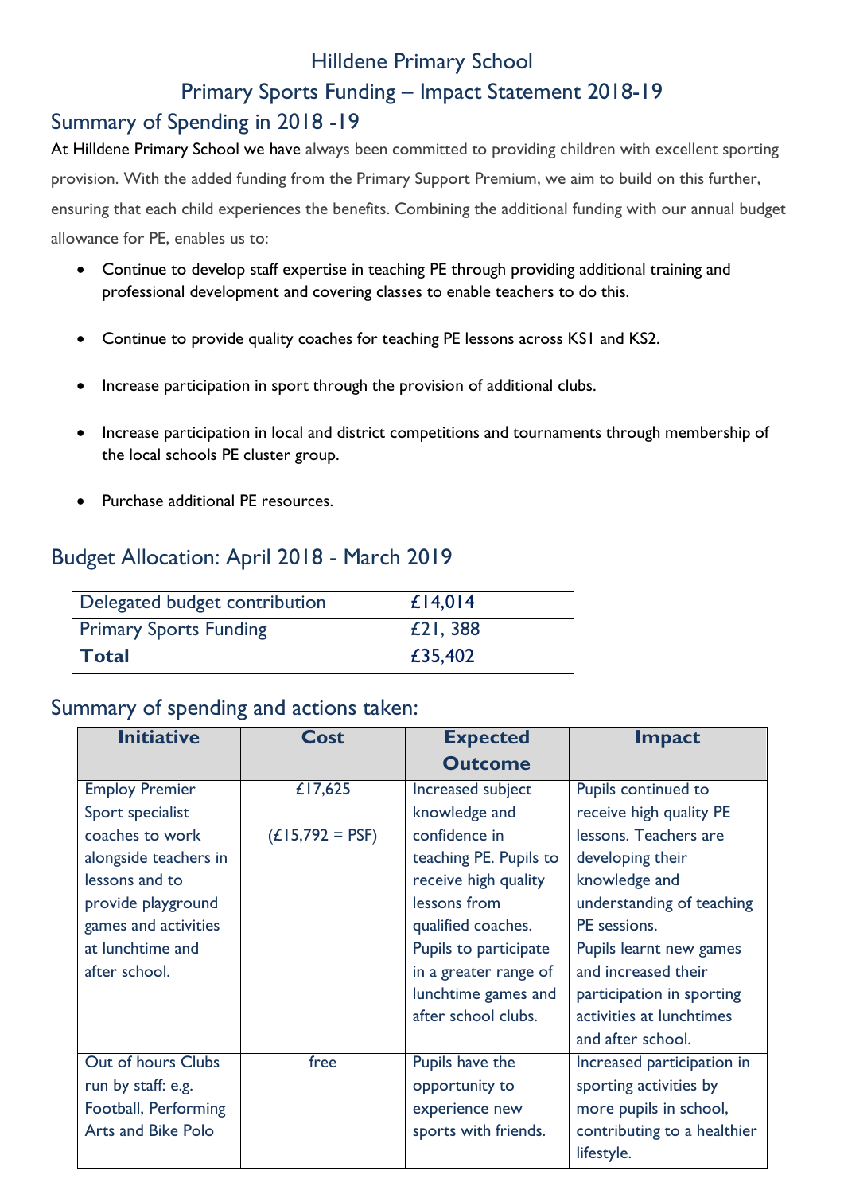# Hilldene Primary School

## Primary Sports Funding – Impact Statement 2018-19

## Summary of Spending in 2018 -19

At Hilldene Primary School we have always been committed to providing children with excellent sporting provision. With the added funding from the Primary Support Premium, we aim to build on this further, ensuring that each child experiences the benefits. Combining the additional funding with our annual budget allowance for PE, enables us to:

- Continue to develop staff expertise in teaching PE through providing additional training and professional development and covering classes to enable teachers to do this.
- Continue to provide quality coaches for teaching PE lessons across KS1 and KS2.
- Increase participation in sport through the provision of additional clubs.
- Increase participation in local and district competitions and tournaments through membership of the local schools PE cluster group.
- Purchase additional PE resources.

## Budget Allocation: April 2018 - March 2019

| Delegated budget contribution | £14,014 |
|---|---|
| Primary Sports Funding | £21, 388 |
| **Total** | £35,402 |

## Summary of spending and actions taken:

| Initiative | Cost | Expected Outcome | Impact |
|---|---|---|---|
| Employ Premier Sport specialist coaches to work alongside teachers in lessons and to provide playground games and activities at lunchtime and after school. | £17,625<br><br>(£15,792 = PSF) | Increased subject knowledge and confidence in teaching PE. Pupils to receive high quality lessons from qualified coaches. Pupils to participate in a greater range of lunchtime games and after school clubs. | Pupils continued to receive high quality PE lessons. Teachers are developing their knowledge and understanding of teaching PE sessions. Pupils learnt new games and increased their participation in sporting activities at lunchtimes and after school. |
| Out of hours Clubs run by staff: e.g. Football, Performing Arts and Bike Polo | free | Pupils have the opportunity to experience new sports with friends. | Increased participation in sporting activities by more pupils in school, contributing to a healthier lifestyle. |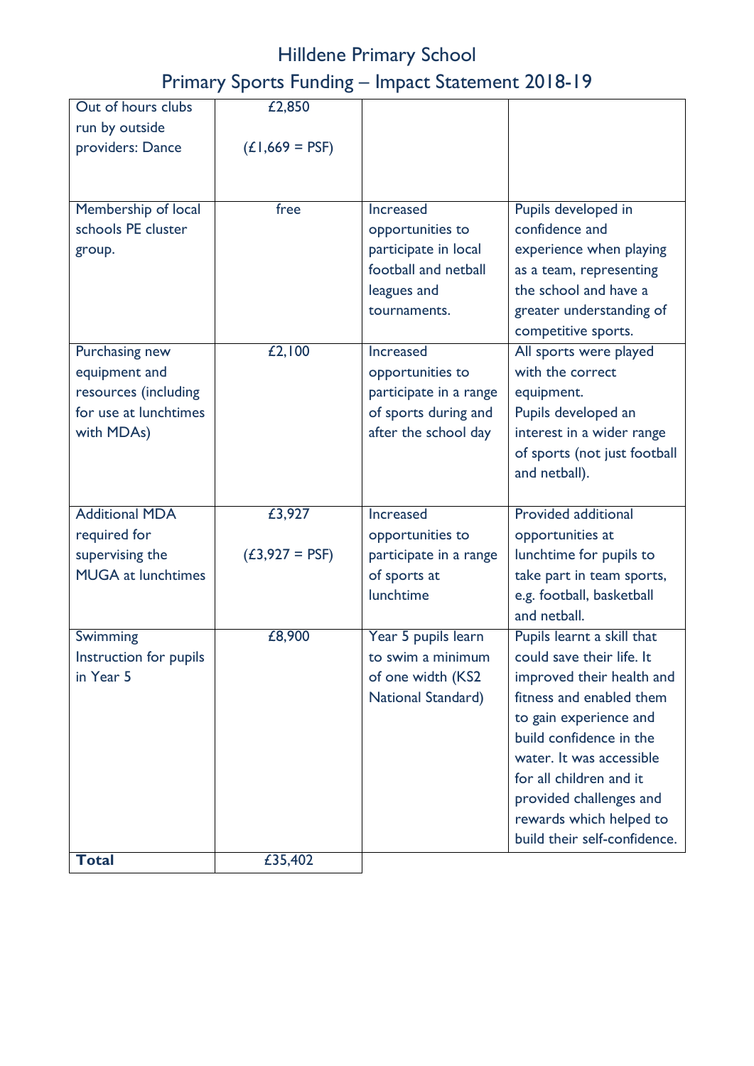# Hilldene Primary School

## Primary Sports Funding – Impact Statement 2018-19

| | | | |
|---|---|---|---|
| Out of hours clubs run by outside providers: Dance | £2,850<br><br>(£1,669 = PSF) | | |
| Membership of local schools PE cluster group. | free | Increased opportunities to participate in local football and netball leagues and tournaments. | Pupils developed in confidence and experience when playing as a team, representing the school and have a greater understanding of competitive sports. |
| Purchasing new equipment and resources (including for use at lunchtimes with MDAs) | £2,100 | Increased opportunities to participate in a range of sports during and after the school day | All sports were played with the correct equipment.<br>Pupils developed an interest in a wider range of sports (not just football and netball). |
| Additional MDA required for supervising the MUGA at lunchtimes | £3,927<br><br>(£3,927 = PSF) | Increased opportunities to participate in a range of sports at lunchtime | Provided additional opportunities at lunchtime for pupils to take part in team sports, e.g. football, basketball and netball. |
| Swimming Instruction for pupils in Year 5 | £8,900 | Year 5 pupils learn to swim a minimum of one width (KS2 National Standard) | Pupils learnt a skill that could save their life. It improved their health and fitness and enabled them to gain experience and build confidence in the water. It was accessible for all children and it provided challenges and rewards which helped to build their self-confidence. |
| **Total** | £35,402 | | |